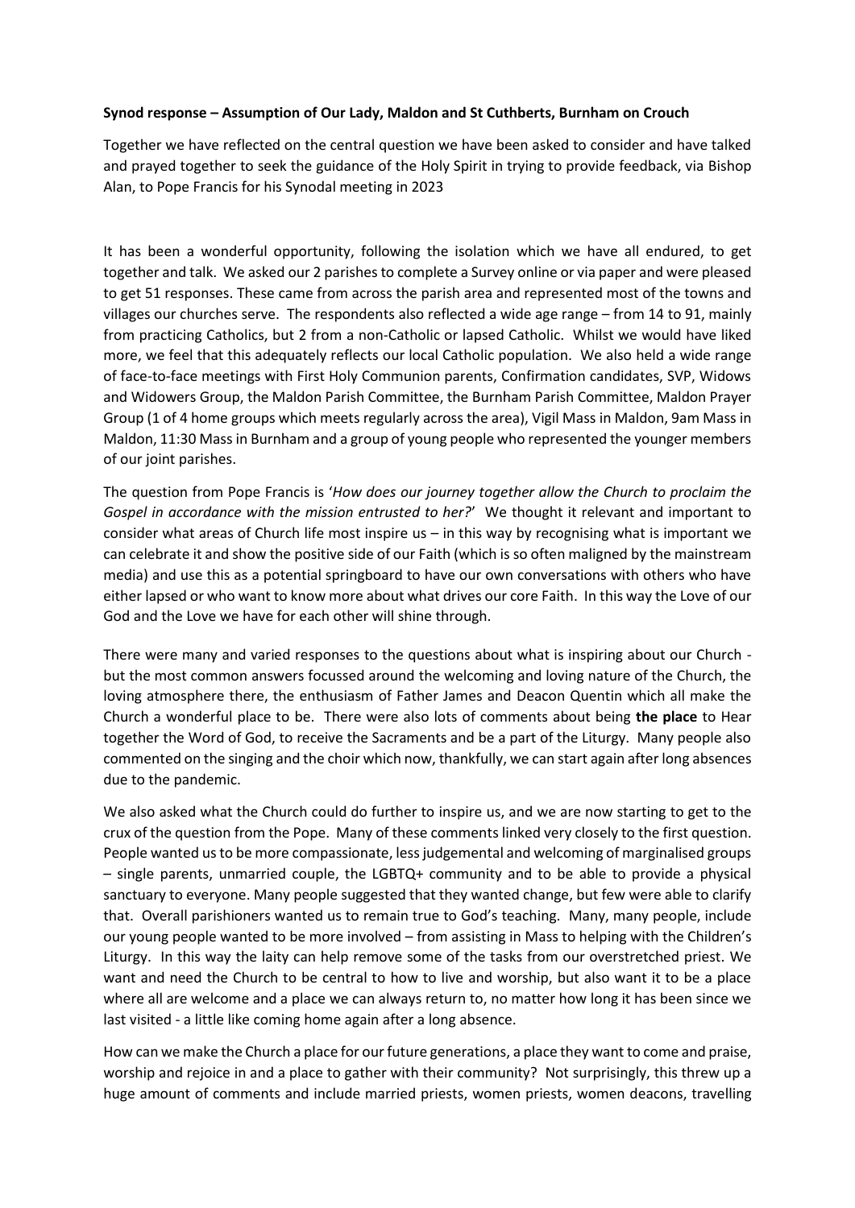**Synod response – Assumption of Our Lady, Maldon and St Cuthberts, Burnham on Crouch**

Together we have reflected on the central question we have been asked to consider and have talked and prayed together to seek the guidance of the Holy Spirit in trying to provide feedback, via Bishop Alan, to Pope Francis for his Synodal meeting in 2023

It has been a wonderful opportunity, following the isolation which we have all endured, to get together and talk. We asked our 2 parishes to complete a Survey online or via paper and were pleased to get 51 responses. These came from across the parish area and represented most of the towns and villages our churches serve. The respondents also reflected a wide age range – from 14 to 91, mainly from practicing Catholics, but 2 from a non-Catholic or lapsed Catholic. Whilst we would have liked more, we feel that this adequately reflects our local Catholic population. We also held a wide range of face-to-face meetings with First Holy Communion parents, Confirmation candidates, SVP, Widows and Widowers Group, the Maldon Parish Committee, the Burnham Parish Committee, Maldon Prayer Group (1 of 4 home groups which meets regularly across the area), Vigil Mass in Maldon, 9am Mass in Maldon, 11:30 Mass in Burnham and a group of young people who represented the younger members of our joint parishes.

The question from Pope Francis is '*How does our journey together allow the Church to proclaim the Gospel in accordance with the mission entrusted to her?*' We thought it relevant and important to consider what areas of Church life most inspire us – in this way by recognising what is important we can celebrate it and show the positive side of our Faith (which is so often maligned by the mainstream media) and use this as a potential springboard to have our own conversations with others who have either lapsed or who want to know more about what drives our core Faith. In this way the Love of our God and the Love we have for each other will shine through.

There were many and varied responses to the questions about what is inspiring about our Church - but the most common answers focussed around the welcoming and loving nature of the Church, the loving atmosphere there, the enthusiasm of Father James and Deacon Quentin which all make the Church a wonderful place to be. There were also lots of comments about being **the place** to Hear together the Word of God, to receive the Sacraments and be a part of the Liturgy. Many people also commented on the singing and the choir which now, thankfully, we can start again after long absences due to the pandemic.

We also asked what the Church could do further to inspire us, and we are now starting to get to the crux of the question from the Pope. Many of these comments linked very closely to the first question. People wanted us to be more compassionate, less judgemental and welcoming of marginalised groups – single parents, unmarried couple, the LGBTQ+ community and to be able to provide a physical sanctuary to everyone. Many people suggested that they wanted change, but few were able to clarify that. Overall parishioners wanted us to remain true to God's teaching. Many, many people, include our young people wanted to be more involved – from assisting in Mass to helping with the Children's Liturgy. In this way the laity can help remove some of the tasks from our overstretched priest. We want and need the Church to be central to how to live and worship, but also want it to be a place where all are welcome and a place we can always return to, no matter how long it has been since we last visited - a little like coming home again after a long absence.

How can we make the Church a place for our future generations, a place they want to come and praise, worship and rejoice in and a place to gather with their community? Not surprisingly, this threw up a huge amount of comments and include married priests, women priests, women deacons, travelling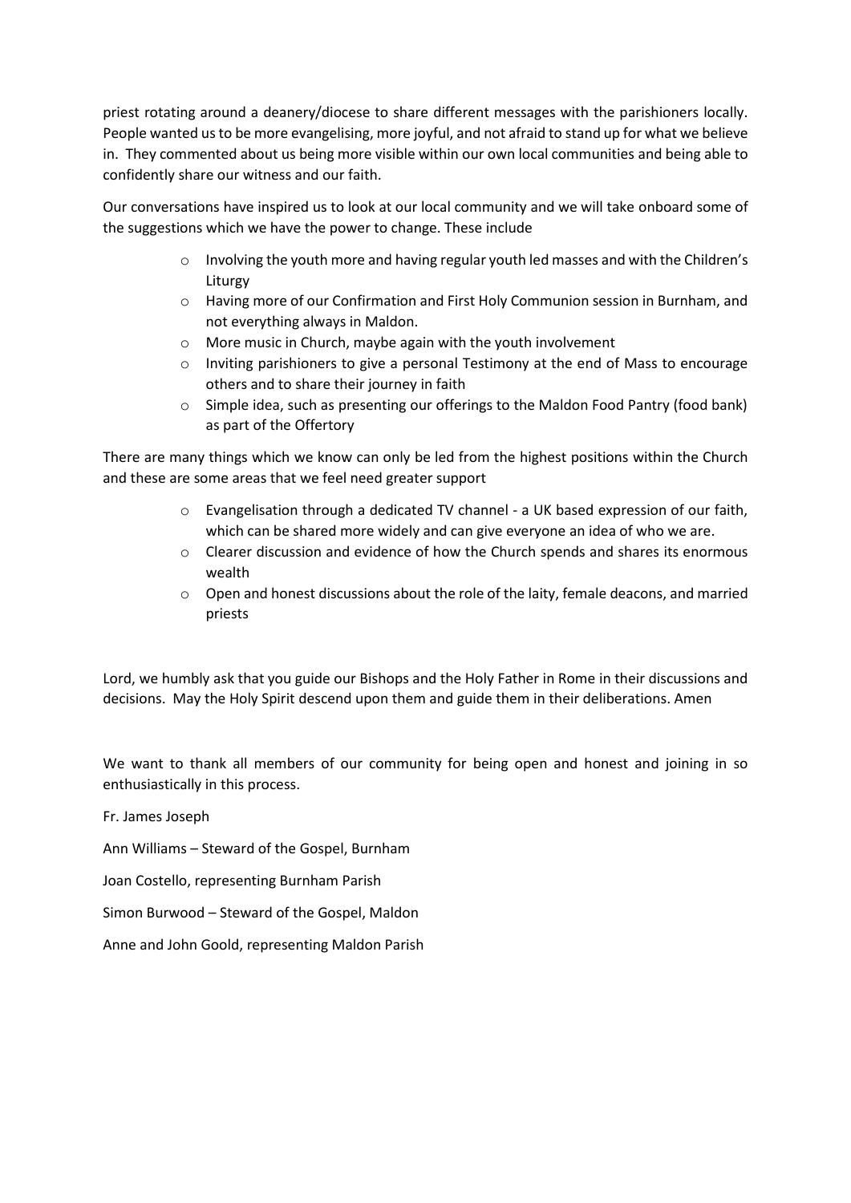priest rotating around a deanery/diocese to share different messages with the parishioners locally. People wanted us to be more evangelising, more joyful, and not afraid to stand up for what we believe in. They commented about us being more visible within our own local communities and being able to confidently share our witness and our faith.

Our conversations have inspired us to look at our local community and we will take onboard some of the suggestions which we have the power to change. These include

- Involving the youth more and having regular youth led masses and with the Children's Liturgy
- Having more of our Confirmation and First Holy Communion session in Burnham, and not everything always in Maldon.
- More music in Church, maybe again with the youth involvement
- Inviting parishioners to give a personal Testimony at the end of Mass to encourage others and to share their journey in faith
- Simple idea, such as presenting our offerings to the Maldon Food Pantry (food bank) as part of the Offertory

There are many things which we know can only be led from the highest positions within the Church and these are some areas that we feel need greater support

- Evangelisation through a dedicated TV channel - a UK based expression of our faith, which can be shared more widely and can give everyone an idea of who we are.
- Clearer discussion and evidence of how the Church spends and shares its enormous wealth
- Open and honest discussions about the role of the laity, female deacons, and married priests

Lord, we humbly ask that you guide our Bishops and the Holy Father in Rome in their discussions and decisions. May the Holy Spirit descend upon them and guide them in their deliberations. Amen

We want to thank all members of our community for being open and honest and joining in so enthusiastically in this process.

Fr. James Joseph

Ann Williams – Steward of the Gospel, Burnham

Joan Costello, representing Burnham Parish

Simon Burwood – Steward of the Gospel, Maldon

Anne and John Goold, representing Maldon Parish